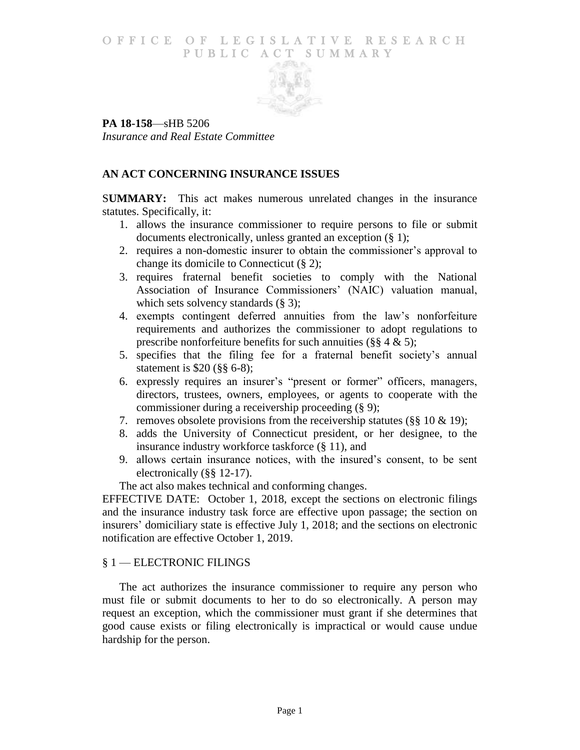# OFFICE OF LEGISLATIVE RESEARCH
## PUBLIC ACT SUMMARY

**PA 18-158**—sHB 5206
*Insurance and Real Estate Committee*

### AN ACT CONCERNING INSURANCE ISSUES

S**UMMARY:** This act makes numerous unrelated changes in the insurance statutes. Specifically, it:

1. allows the insurance commissioner to require persons to file or submit documents electronically, unless granted an exception (§ 1);
2. requires a non-domestic insurer to obtain the commissioner's approval to change its domicile to Connecticut (§ 2);
3. requires fraternal benefit societies to comply with the National Association of Insurance Commissioners' (NAIC) valuation manual, which sets solvency standards (§ 3);
4. exempts contingent deferred annuities from the law's nonforfeiture requirements and authorizes the commissioner to adopt regulations to prescribe nonforfeiture benefits for such annuities (§§ 4 & 5);
5. specifies that the filing fee for a fraternal benefit society's annual statement is $20 (§§ 6-8);
6. expressly requires an insurer's "present or former" officers, managers, directors, trustees, owners, employees, or agents to cooperate with the commissioner during a receivership proceeding (§ 9);
7. removes obsolete provisions from the receivership statutes (§§ 10 & 19);
8. adds the University of Connecticut president, or her designee, to the insurance industry workforce taskforce (§ 11), and
9. allows certain insurance notices, with the insured's consent, to be sent electronically (§§ 12-17).

The act also makes technical and conforming changes.

EFFECTIVE DATE: October 1, 2018, except the sections on electronic filings and the insurance industry task force are effective upon passage; the section on insurers' domiciliary state is effective July 1, 2018; and the sections on electronic notification are effective October 1, 2019.

### § 1 — ELECTRONIC FILINGS

The act authorizes the insurance commissioner to require any person who must file or submit documents to her to do so electronically. A person may request an exception, which the commissioner must grant if she determines that good cause exists or filing electronically is impractical or would cause undue hardship for the person.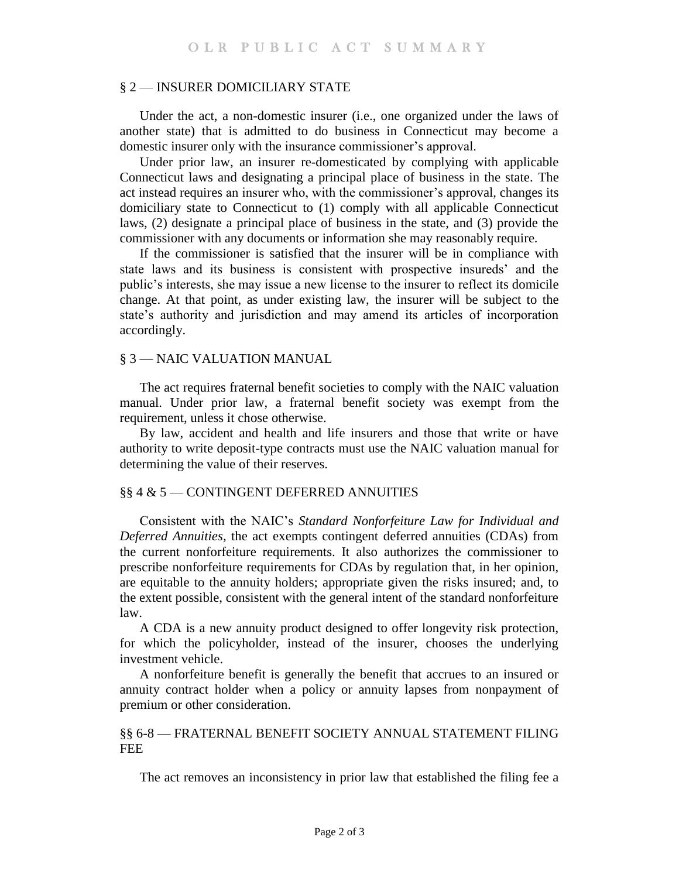## § 2 — INSURER DOMICILIARY STATE

Under the act, a non-domestic insurer (i.e., one organized under the laws of another state) that is admitted to do business in Connecticut may become a domestic insurer only with the insurance commissioner's approval.

Under prior law, an insurer re-domesticated by complying with applicable Connecticut laws and designating a principal place of business in the state. The act instead requires an insurer who, with the commissioner's approval, changes its domiciliary state to Connecticut to (1) comply with all applicable Connecticut laws, (2) designate a principal place of business in the state, and (3) provide the commissioner with any documents or information she may reasonably require.

If the commissioner is satisfied that the insurer will be in compliance with state laws and its business is consistent with prospective insureds' and the public's interests, she may issue a new license to the insurer to reflect its domicile change. At that point, as under existing law, the insurer will be subject to the state's authority and jurisdiction and may amend its articles of incorporation accordingly.

## § 3 — NAIC VALUATION MANUAL

The act requires fraternal benefit societies to comply with the NAIC valuation manual. Under prior law, a fraternal benefit society was exempt from the requirement, unless it chose otherwise.

By law, accident and health and life insurers and those that write or have authority to write deposit-type contracts must use the NAIC valuation manual for determining the value of their reserves.

## §§ 4 & 5 — CONTINGENT DEFERRED ANNUITIES

Consistent with the NAIC's *Standard Nonforfeiture Law for Individual and Deferred Annuities*, the act exempts contingent deferred annuities (CDAs) from the current nonforfeiture requirements. It also authorizes the commissioner to prescribe nonforfeiture requirements for CDAs by regulation that, in her opinion, are equitable to the annuity holders; appropriate given the risks insured; and, to the extent possible, consistent with the general intent of the standard nonforfeiture law.

A CDA is a new annuity product designed to offer longevity risk protection, for which the policyholder, instead of the insurer, chooses the underlying investment vehicle.

A nonforfeiture benefit is generally the benefit that accrues to an insured or annuity contract holder when a policy or annuity lapses from nonpayment of premium or other consideration.

## §§ 6-8 — FRATERNAL BENEFIT SOCIETY ANNUAL STATEMENT FILING FEE

The act removes an inconsistency in prior law that established the filing fee a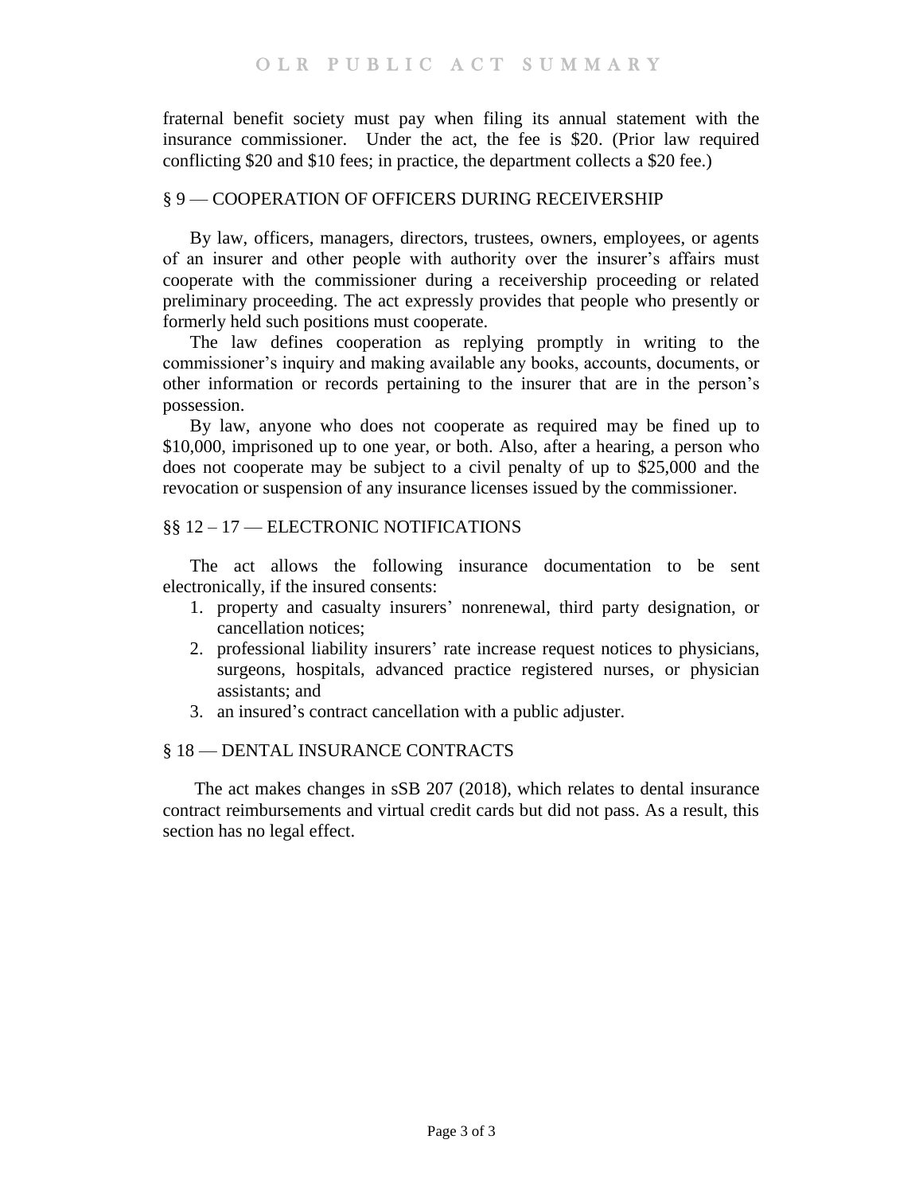fraternal benefit society must pay when filing its annual statement with the insurance commissioner. Under the act, the fee is $20. (Prior law required conflicting $20 and $10 fees; in practice, the department collects a $20 fee.)

## § 9 — COOPERATION OF OFFICERS DURING RECEIVERSHIP

By law, officers, managers, directors, trustees, owners, employees, or agents of an insurer and other people with authority over the insurer's affairs must cooperate with the commissioner during a receivership proceeding or related preliminary proceeding. The act expressly provides that people who presently or formerly held such positions must cooperate.

The law defines cooperation as replying promptly in writing to the commissioner's inquiry and making available any books, accounts, documents, or other information or records pertaining to the insurer that are in the person's possession.

By law, anyone who does not cooperate as required may be fined up to $10,000, imprisoned up to one year, or both. Also, after a hearing, a person who does not cooperate may be subject to a civil penalty of up to $25,000 and the revocation or suspension of any insurance licenses issued by the commissioner.

## §§ 12 – 17 — ELECTRONIC NOTIFICATIONS

The act allows the following insurance documentation to be sent electronically, if the insured consents:

1. property and casualty insurers' nonrenewal, third party designation, or cancellation notices;
2. professional liability insurers' rate increase request notices to physicians, surgeons, hospitals, advanced practice registered nurses, or physician assistants; and
3. an insured's contract cancellation with a public adjuster.

## § 18 — DENTAL INSURANCE CONTRACTS

The act makes changes in sSB 207 (2018), which relates to dental insurance contract reimbursements and virtual credit cards but did not pass. As a result, this section has no legal effect.